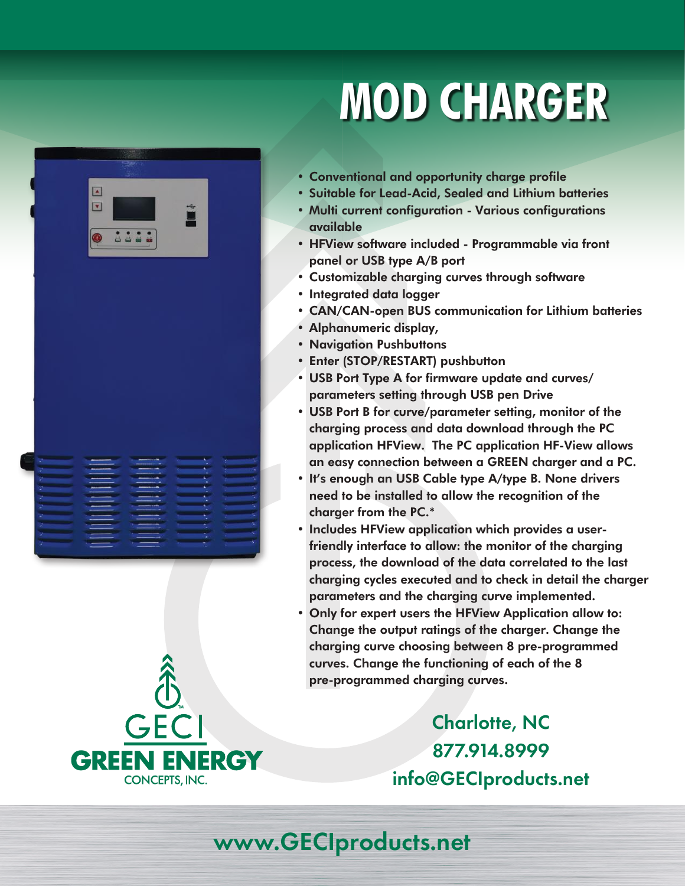# MOD CHARGER

- Conventional and opportunity charge profile
- Suitable for Lead-Acid, Sealed and Lithium batteries
- Multi current configuration - Various configurations available
- HFView software included - Programmable via front panel or USB type A/B port
- Customizable charging curves through software
- Integrated data logger
- CAN/CAN-open BUS communication for Lithium batteries
- Alphanumeric display,
- Navigation Pushbuttons
- Enter (STOP/RESTART) pushbutton
- USB Port Type A for firmware update and curves/ parameters setting through USB pen Drive
- USB Port B for curve/parameter setting, monitor of the charging process and data download through the PC application HFView. The PC application HF-View allows an easy connection between a GREEN charger and a PC.
- It's enough an USB Cable type A/type B. None drivers need to be installed to allow the recognition of the charger from the PC.*
- Includes HFView application which provides a user-friendly interface to allow: the monitor of the charging process, the download of the data correlated to the last charging cycles executed and to check in detail the charger parameters and the charging curve implemented.
- Only for expert users the HFView Application allow to: Change the output ratings of the charger. Change the charging curve choosing between 8 pre-programmed curves. Change the functioning of each of the 8 pre-programmed charging curves.

GECI
GREEN ENERGY
CONCEPTS, INC.

Charlotte, NC
877.914.8999
info@GECIproducts.net

www.GECIproducts.net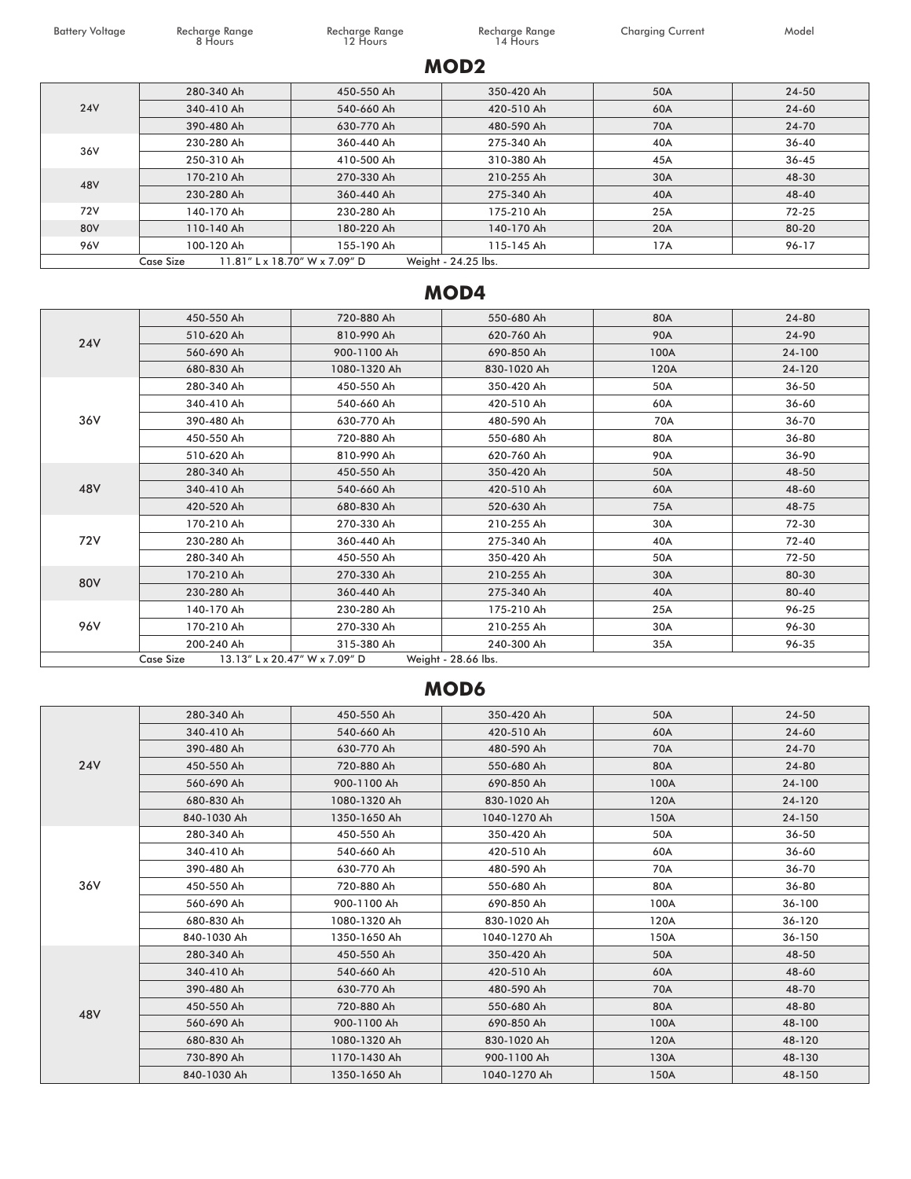| Battery Voltage | Recharge Range 8 Hours | Recharge Range 12 Hours | Recharge Range 14 Hours | Charging Current | Model |
|---|---|---|---|---|---|

## MOD2

| Battery Voltage | Recharge Range 8 Hours | Recharge Range 12 Hours | Recharge Range 14 Hours | Charging Current | Model |
|---|---|---|---|---|---|
| 24V | 280-340 Ah | 450-550 Ah | 350-420 Ah | 50A | 24-50 |
| | 340-410 Ah | 540-660 Ah | 420-510 Ah | 60A | 24-60 |
| | 390-480 Ah | 630-770 Ah | 480-590 Ah | 70A | 24-70 |
| 36V | 230-280 Ah | 360-440 Ah | 275-340 Ah | 40A | 36-40 |
| | 250-310 Ah | 410-500 Ah | 310-380 Ah | 45A | 36-45 |
| 48V | 170-210 Ah | 270-330 Ah | 210-255 Ah | 30A | 48-30 |
| | 230-280 Ah | 360-440 Ah | 275-340 Ah | 40A | 48-40 |
| 72V | 140-170 Ah | 230-280 Ah | 175-210 Ah | 25A | 72-25 |
| 80V | 110-140 Ah | 180-220 Ah | 140-170 Ah | 20A | 80-20 |
| 96V | 100-120 Ah | 155-190 Ah | 115-145 Ah | 17A | 96-17 |
| | Case Size | 11.81" L x 18.70" W x 7.09" D | Weight - 24.25 lbs. | | |

## MOD4

| Battery Voltage | Recharge Range 8 Hours | Recharge Range 12 Hours | Recharge Range 14 Hours | Charging Current | Model |
|---|---|---|---|---|---|
| 24V | 450-550 Ah | 720-880 Ah | 550-680 Ah | 80A | 24-80 |
| | 510-620 Ah | 810-990 Ah | 620-760 Ah | 90A | 24-90 |
| | 560-690 Ah | 900-1100 Ah | 690-850 Ah | 100A | 24-100 |
| | 680-830 Ah | 1080-1320 Ah | 830-1020 Ah | 120A | 24-120 |
| 36V | 280-340 Ah | 450-550 Ah | 350-420 Ah | 50A | 36-50 |
| | 340-410 Ah | 540-660 Ah | 420-510 Ah | 60A | 36-60 |
| | 390-480 Ah | 630-770 Ah | 480-590 Ah | 70A | 36-70 |
| | 450-550 Ah | 720-880 Ah | 550-680 Ah | 80A | 36-80 |
| | 510-620 Ah | 810-990 Ah | 620-760 Ah | 90A | 36-90 |
| 48V | 280-340 Ah | 450-550 Ah | 350-420 Ah | 50A | 48-50 |
| | 340-410 Ah | 540-660 Ah | 420-510 Ah | 60A | 48-60 |
| | 420-520 Ah | 680-830 Ah | 520-630 Ah | 75A | 48-75 |
| 72V | 170-210 Ah | 270-330 Ah | 210-255 Ah | 30A | 72-30 |
| | 230-280 Ah | 360-440 Ah | 275-340 Ah | 40A | 72-40 |
| | 280-340 Ah | 450-550 Ah | 350-420 Ah | 50A | 72-50 |
| 80V | 170-210 Ah | 270-330 Ah | 210-255 Ah | 30A | 80-30 |
| | 230-280 Ah | 360-440 Ah | 275-340 Ah | 40A | 80-40 |
| 96V | 140-170 Ah | 230-280 Ah | 175-210 Ah | 25A | 96-25 |
| | 170-210 Ah | 270-330 Ah | 210-255 Ah | 30A | 96-30 |
| | 200-240 Ah | 315-380 Ah | 240-300 Ah | 35A | 96-35 |
| | Case Size | 13.13" L x 20.47" W x 7.09" D | Weight - 28.66 lbs. | | |

## MOD6

| Battery Voltage | Recharge Range 8 Hours | Recharge Range 12 Hours | Recharge Range 14 Hours | Charging Current | Model |
|---|---|---|---|---|---|
| 24V | 280-340 Ah | 450-550 Ah | 350-420 Ah | 50A | 24-50 |
| | 340-410 Ah | 540-660 Ah | 420-510 Ah | 60A | 24-60 |
| | 390-480 Ah | 630-770 Ah | 480-590 Ah | 70A | 24-70 |
| | 450-550 Ah | 720-880 Ah | 550-680 Ah | 80A | 24-80 |
| | 560-690 Ah | 900-1100 Ah | 690-850 Ah | 100A | 24-100 |
| | 680-830 Ah | 1080-1320 Ah | 830-1020 Ah | 120A | 24-120 |
| | 840-1030 Ah | 1350-1650 Ah | 1040-1270 Ah | 150A | 24-150 |
| 36V | 280-340 Ah | 450-550 Ah | 350-420 Ah | 50A | 36-50 |
| | 340-410 Ah | 540-660 Ah | 420-510 Ah | 60A | 36-60 |
| | 390-480 Ah | 630-770 Ah | 480-590 Ah | 70A | 36-70 |
| | 450-550 Ah | 720-880 Ah | 550-680 Ah | 80A | 36-80 |
| | 560-690 Ah | 900-1100 Ah | 690-850 Ah | 100A | 36-100 |
| | 680-830 Ah | 1080-1320 Ah | 830-1020 Ah | 120A | 36-120 |
| | 840-1030 Ah | 1350-1650 Ah | 1040-1270 Ah | 150A | 36-150 |
| 48V | 280-340 Ah | 450-550 Ah | 350-420 Ah | 50A | 48-50 |
| | 340-410 Ah | 540-660 Ah | 420-510 Ah | 60A | 48-60 |
| | 390-480 Ah | 630-770 Ah | 480-590 Ah | 70A | 48-70 |
| | 450-550 Ah | 720-880 Ah | 550-680 Ah | 80A | 48-80 |
| | 560-690 Ah | 900-1100 Ah | 690-850 Ah | 100A | 48-100 |
| | 680-830 Ah | 1080-1320 Ah | 830-1020 Ah | 120A | 48-120 |
| | 730-890 Ah | 1170-1430 Ah | 900-1100 Ah | 130A | 48-130 |
| | 840-1030 Ah | 1350-1650 Ah | 1040-1270 Ah | 150A | 48-150 |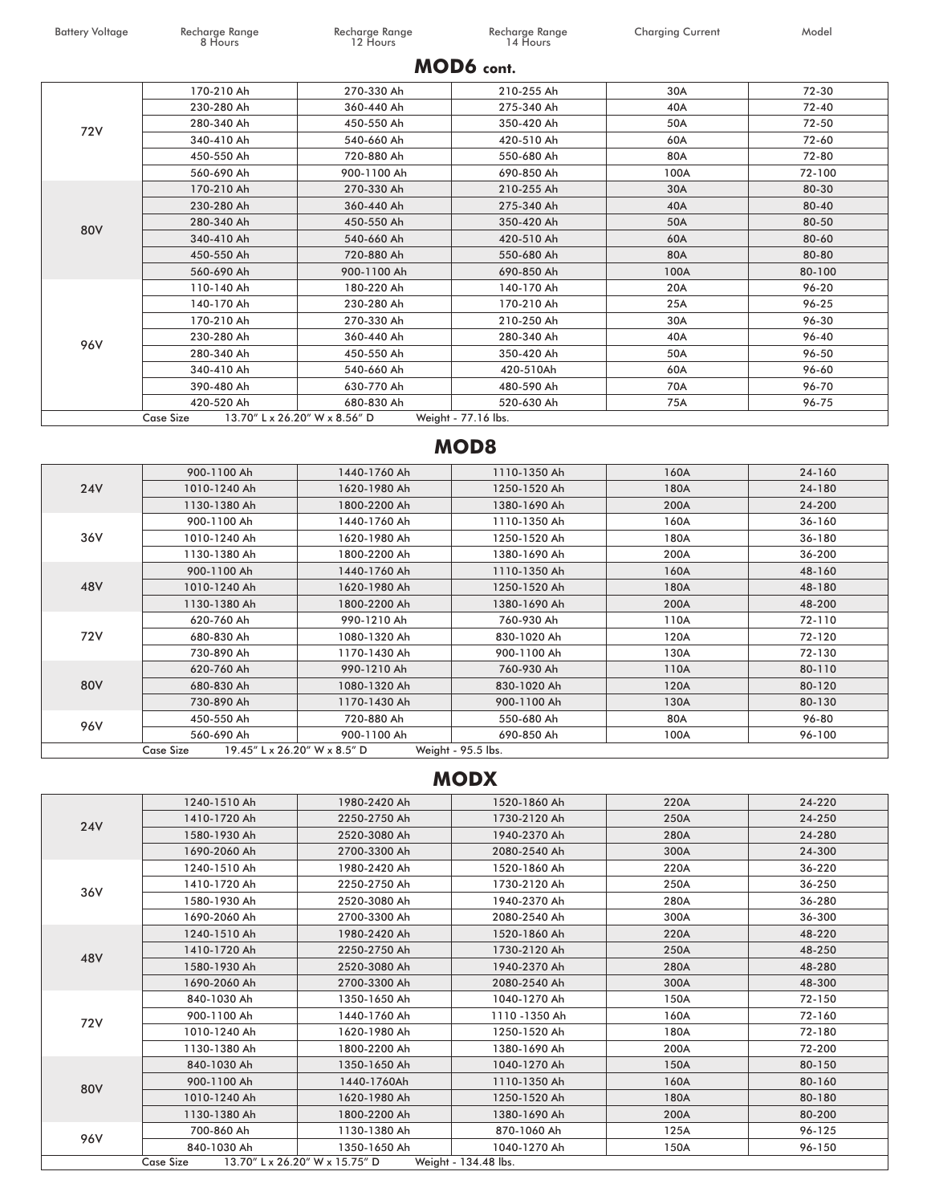## MOD6 cont.

| Battery Voltage | Recharge Range 8 Hours | Recharge Range 12 Hours | Recharge Range 14 Hours | Charging Current | Model |
|---|---|---|---|---|---|
| 72V | 170-210 Ah | 270-330 Ah | 210-255 Ah | 30A | 72-30 |
| | 230-280 Ah | 360-440 Ah | 275-340 Ah | 40A | 72-40 |
| | 280-340 Ah | 450-550 Ah | 350-420 Ah | 50A | 72-50 |
| | 340-410 Ah | 540-660 Ah | 420-510 Ah | 60A | 72-60 |
| | 450-550 Ah | 720-880 Ah | 550-680 Ah | 80A | 72-80 |
| | 560-690 Ah | 900-1100 Ah | 690-850 Ah | 100A | 72-100 |
| 80V | 170-210 Ah | 270-330 Ah | 210-255 Ah | 30A | 80-30 |
| | 230-280 Ah | 360-440 Ah | 275-340 Ah | 40A | 80-40 |
| | 280-340 Ah | 450-550 Ah | 350-420 Ah | 50A | 80-50 |
| | 340-410 Ah | 540-660 Ah | 420-510 Ah | 60A | 80-60 |
| | 450-550 Ah | 720-880 Ah | 550-680 Ah | 80A | 80-80 |
| | 560-690 Ah | 900-1100 Ah | 690-850 Ah | 100A | 80-100 |
| 96V | 110-140 Ah | 180-220 Ah | 140-170 Ah | 20A | 96-20 |
| | 140-170 Ah | 230-280 Ah | 170-210 Ah | 25A | 96-25 |
| | 170-210 Ah | 270-330 Ah | 210-250 Ah | 30A | 96-30 |
| | 230-280 Ah | 360-440 Ah | 280-340 Ah | 40A | 96-40 |
| | 280-340 Ah | 450-550 Ah | 350-420 Ah | 50A | 96-50 |
| | 340-410 Ah | 540-660 Ah | 420-510Ah | 60A | 96-60 |
| | 390-480 Ah | 630-770 Ah | 480-590 Ah | 70A | 96-70 |
| | 420-520 Ah | 680-830 Ah | 520-630 Ah | 75A | 96-75 |
| | Case Size 13.70" L x 26.20" W x 8.56" D | | Weight - 77.16 lbs. | | |

## MOD8

| Battery Voltage | Recharge Range 8 Hours | Recharge Range 12 Hours | Recharge Range 14 Hours | Charging Current | Model |
|---|---|---|---|---|---|
| 24V | 900-1100 Ah | 1440-1760 Ah | 1110-1350 Ah | 160A | 24-160 |
| | 1010-1240 Ah | 1620-1980 Ah | 1250-1520 Ah | 180A | 24-180 |
| | 1130-1380 Ah | 1800-2200 Ah | 1380-1690 Ah | 200A | 24-200 |
| 36V | 900-1100 Ah | 1440-1760 Ah | 1110-1350 Ah | 160A | 36-160 |
| | 1010-1240 Ah | 1620-1980 Ah | 1250-1520 Ah | 180A | 36-180 |
| | 1130-1380 Ah | 1800-2200 Ah | 1380-1690 Ah | 200A | 36-200 |
| 48V | 900-1100 Ah | 1440-1760 Ah | 1110-1350 Ah | 160A | 48-160 |
| | 1010-1240 Ah | 1620-1980 Ah | 1250-1520 Ah | 180A | 48-180 |
| | 1130-1380 Ah | 1800-2200 Ah | 1380-1690 Ah | 200A | 48-200 |
| 72V | 620-760 Ah | 990-1210 Ah | 760-930 Ah | 110A | 72-110 |
| | 680-830 Ah | 1080-1320 Ah | 830-1020 Ah | 120A | 72-120 |
| | 730-890 Ah | 1170-1430 Ah | 900-1100 Ah | 130A | 72-130 |
| 80V | 620-760 Ah | 990-1210 Ah | 760-930 Ah | 110A | 80-110 |
| | 680-830 Ah | 1080-1320 Ah | 830-1020 Ah | 120A | 80-120 |
| | 730-890 Ah | 1170-1430 Ah | 900-1100 Ah | 130A | 80-130 |
| 96V | 450-550 Ah | 720-880 Ah | 550-680 Ah | 80A | 96-80 |
| | 560-690 Ah | 900-1100 Ah | 690-850 Ah | 100A | 96-100 |
| | Case Size 19.45" L x 26.20" W x 8.5" D | | Weight - 95.5 lbs. | | |

## MODX

| Battery Voltage | Recharge Range 8 Hours | Recharge Range 12 Hours | Recharge Range 14 Hours | Charging Current | Model |
|---|---|---|---|---|---|
| 24V | 1240-1510 Ah | 1980-2420 Ah | 1520-1860 Ah | 220A | 24-220 |
| | 1410-1720 Ah | 2250-2750 Ah | 1730-2120 Ah | 250A | 24-250 |
| | 1580-1930 Ah | 2520-3080 Ah | 1940-2370 Ah | 280A | 24-280 |
| | 1690-2060 Ah | 2700-3300 Ah | 2080-2540 Ah | 300A | 24-300 |
| 36V | 1240-1510 Ah | 1980-2420 Ah | 1520-1860 Ah | 220A | 36-220 |
| | 1410-1720 Ah | 2250-2750 Ah | 1730-2120 Ah | 250A | 36-250 |
| | 1580-1930 Ah | 2520-3080 Ah | 1940-2370 Ah | 280A | 36-280 |
| | 1690-2060 Ah | 2700-3300 Ah | 2080-2540 Ah | 300A | 36-300 |
| 48V | 1240-1510 Ah | 1980-2420 Ah | 1520-1860 Ah | 220A | 48-220 |
| | 1410-1720 Ah | 2250-2750 Ah | 1730-2120 Ah | 250A | 48-250 |
| | 1580-1930 Ah | 2520-3080 Ah | 1940-2370 Ah | 280A | 48-280 |
| | 1690-2060 Ah | 2700-3300 Ah | 2080-2540 Ah | 300A | 48-300 |
| 72V | 840-1030 Ah | 1350-1650 Ah | 1040-1270 Ah | 150A | 72-150 |
| | 900-1100 Ah | 1440-1760 Ah | 1110 -1350 Ah | 160A | 72-160 |
| | 1010-1240 Ah | 1620-1980 Ah | 1250-1520 Ah | 180A | 72-180 |
| | 1130-1380 Ah | 1800-2200 Ah | 1380-1690 Ah | 200A | 72-200 |
| 80V | 840-1030 Ah | 1350-1650 Ah | 1040-1270 Ah | 150A | 80-150 |
| | 900-1100 Ah | 1440-1760Ah | 1110-1350 Ah | 160A | 80-160 |
| | 1010-1240 Ah | 1620-1980 Ah | 1250-1520 Ah | 180A | 80-180 |
| | 1130-1380 Ah | 1800-2200 Ah | 1380-1690 Ah | 200A | 80-200 |
| 96V | 700-860 Ah | 1130-1380 Ah | 870-1060 Ah | 125A | 96-125 |
| | 840-1030 Ah | 1350-1650 Ah | 1040-1270 Ah | 150A | 96-150 |
| | Case Size 13.70" L x 26.20" W x 15.75" D | | Weight - 134.48 lbs. | | |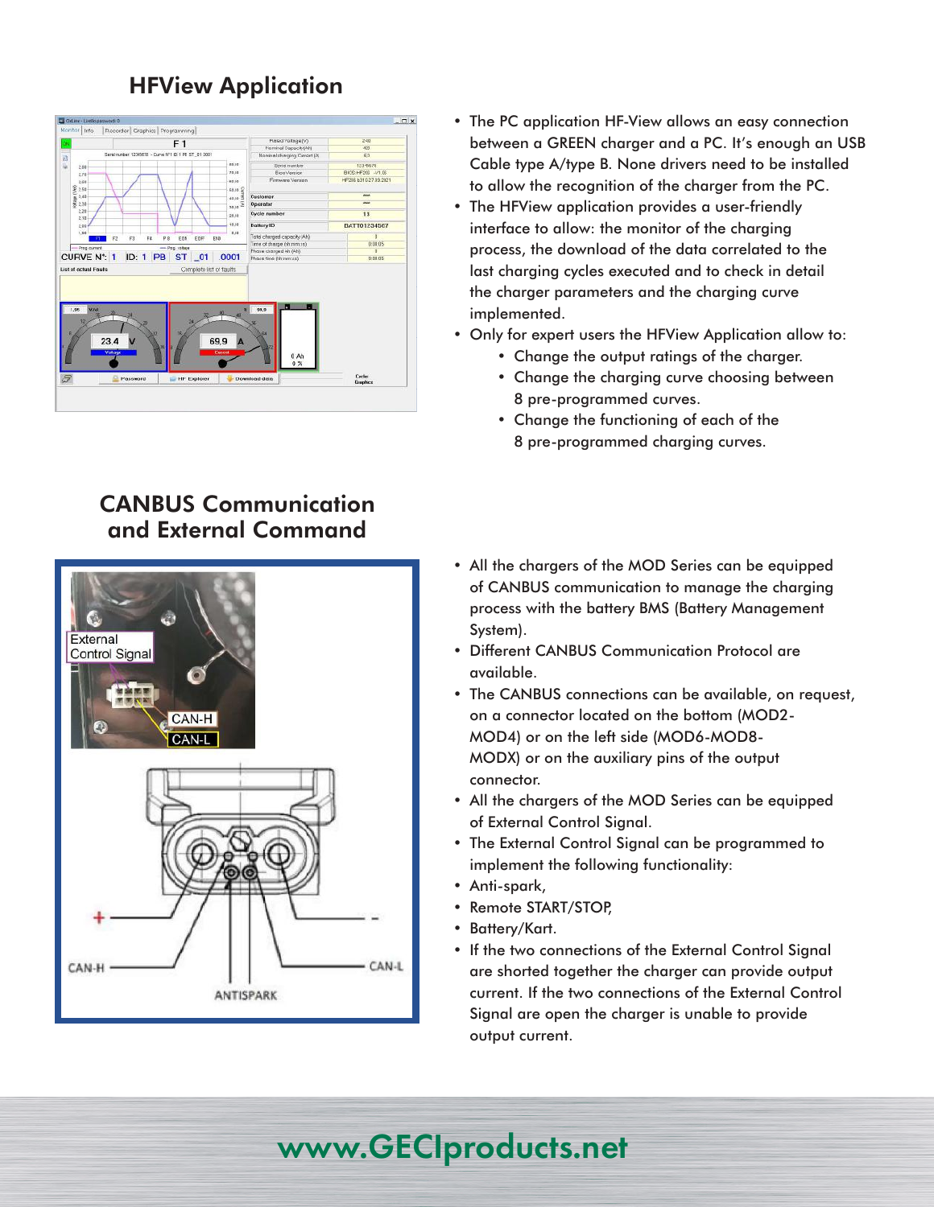## HFView Application

- The PC application HF-View allows an easy connection between a GREEN charger and a PC. It's enough an USB Cable type A/type B. None drivers need to be installed to allow the recognition of the charger from the PC.
- The HFView application provides a user-friendly interface to allow: the monitor of the charging process, the download of the data correlated to the last charging cycles executed and to check in detail the charger parameters and the charging curve implemented.
- Only for expert users the HFView Application allow to:
  - Change the output ratings of the charger.
  - Change the charging curve choosing between 8 pre-programmed curves.
  - Change the functioning of each of the 8 pre-programmed charging curves.

## CANBUS Communication and External Command

External Control Signal

CAN-H

CAN-L

+

-

CAN-H

CAN-L

ANTISPARK

- All the chargers of the MOD Series can be equipped of CANBUS communication to manage the charging process with the battery BMS (Battery Management System).
- Different CANBUS Communication Protocol are available.
- The CANBUS connections can be available, on request, on a connector located on the bottom (MOD2-MOD4) or on the left side (MOD6-MOD8-MODX) or on the auxiliary pins of the output connector.
- All the chargers of the MOD Series can be equipped of External Control Signal.
- The External Control Signal can be programmed to implement the following functionality:
- Anti-spark,
- Remote START/STOP,
- Battery/Kart.
- If the two connections of the External Control Signal are shorted together the charger can provide output current. If the two connections of the External Control Signal are open the charger is unable to provide output current.

www.GECIproducts.net